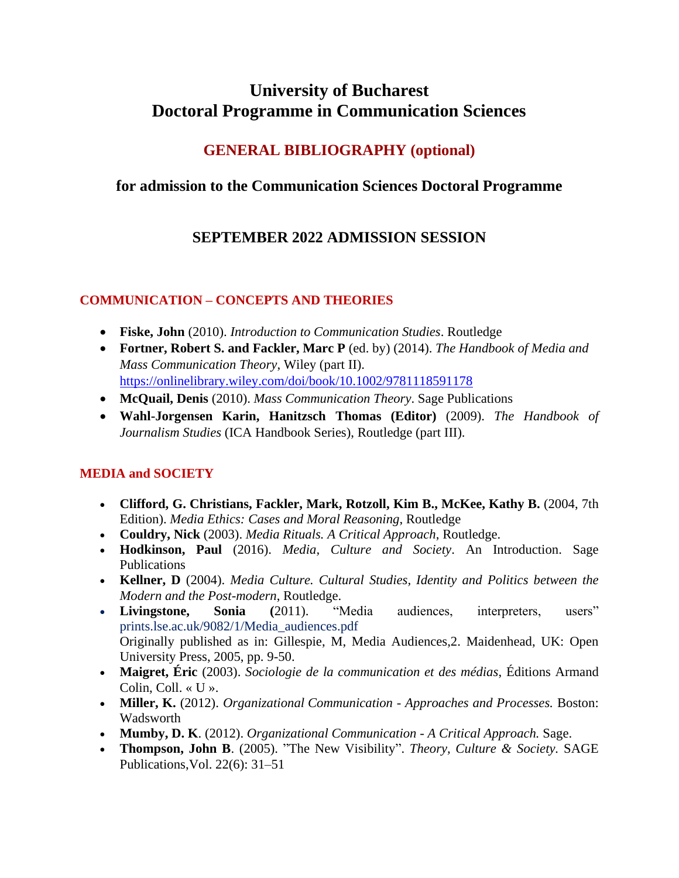# University of Bucharest
# Doctoral Programme in Communication Sciences

## GENERAL BIBLIOGRAPHY (optional)

### for admission to the Communication Sciences Doctoral Programme

### SEPTEMBER 2022 ADMISSION SESSION

#### COMMUNICATION – CONCEPTS AND THEORIES

- **Fiske, John** (2010). *Introduction to Communication Studies*. Routledge
- **Fortner, Robert S. and Fackler, Marc P** (ed. by) (2014). *The Handbook of Media and Mass Communication Theory*, Wiley (part II). https://onlinelibrary.wiley.com/doi/book/10.1002/9781118591178
- **McQuail, Denis** (2010). *Mass Communication Theory*. Sage Publications
- **Wahl-Jorgensen Karin, Hanitzsch Thomas (Editor)** (2009). *The Handbook of Journalism Studies* (ICA Handbook Series), Routledge (part III).

#### MEDIA and SOCIETY

- **Clifford, G. Christians, Fackler, Mark, Rotzoll, Kim B., McKee, Kathy B.** (2004, 7th Edition). *Media Ethics: Cases and Moral Reasoning*, Routledge
- **Couldry, Nick** (2003). *Media Rituals. A Critical Approach*, Routledge.
- **Hodkinson, Paul** (2016). *Media, Culture and Society*. An Introduction. Sage Publications
- **Kellner, D** (2004). *Media Culture. Cultural Studies, Identity and Politics between the Modern and the Post-modern*, Routledge.
- **Livingstone, Sonia (**2011). "Media audiences, interpreters, users" prints.lse.ac.uk/9082/1/Media_audiences.pdf
  Originally published as in: Gillespie, M, Media Audiences,2. Maidenhead, UK: Open University Press, 2005, pp. 9-50.
- **Maigret, Éric** (2003). *Sociologie de la communication et des médias*, Éditions Armand Colin, Coll. « U ».
- **Miller, K.** (2012). *Organizational Communication - Approaches and Processes.* Boston: Wadsworth
- **Mumby, D. K**. (2012). *Organizational Communication - A Critical Approach.* Sage.
- **Thompson, John B**. (2005). "The New Visibility". *Theory, Culture & Society*. SAGE Publications,Vol. 22(6): 31–51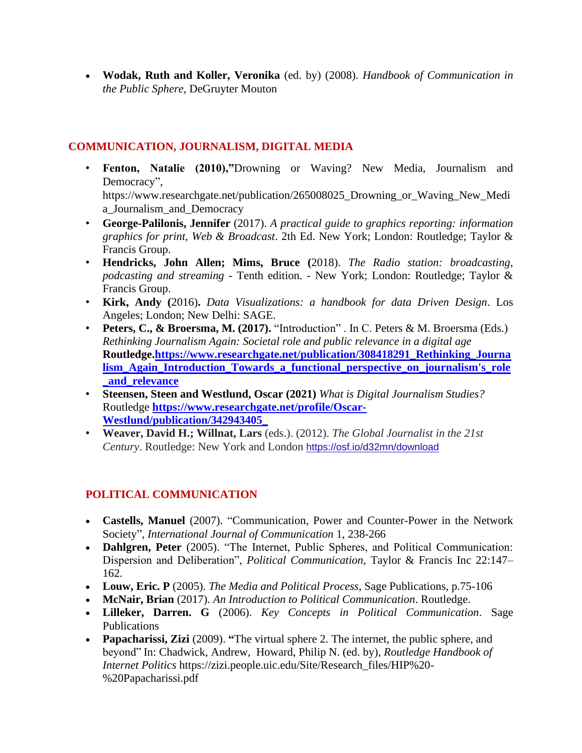- **Wodak, Ruth and Koller, Veronika** (ed. by) (2008). *Handbook of Communication in the Public Sphere*, DeGruyter Mouton

## COMMUNICATION, JOURNALISM, DIGITAL MEDIA

- **Fenton, Natalie (2010),"**Drowning or Waving? New Media, Journalism and Democracy", https://www.researchgate.net/publication/265008025_Drowning_or_Waving_New_Media_Journalism_and_Democracy
- **George-Palilonis, Jennifer** (2017). *A practical guide to graphics reporting: information graphics for print, Web & Broadcast*. 2th Ed. New York; London: Routledge; Taylor & Francis Group.
- **Hendricks, John Allen; Mims, Bruce (**2018). *The Radio station: broadcasting, podcasting and streaming* - Tenth edition. - New York; London: Routledge; Taylor & Francis Group.
- **Kirk, Andy (**2016**).** *Data Visualizations: a handbook for data Driven Design*. Los Angeles; London; New Delhi: SAGE.
- **Peters, C., & Broersma, M. (2017).** "Introduction" . In C. Peters & M. Broersma (Eds.) *Rethinking Journalism Again: Societal role and public relevance in a digital age* **Routledge.[https://www.researchgate.net/publication/308418291_Rethinking_Journalism_Again_Introduction_Towards_a_functional_perspective_on_journalism's_role_and_relevance](https://www.researchgate.net/publication/308418291_Rethinking_Journalism_Again_Introduction_Towards_a_functional_perspective_on_journalism's_role_and_relevance)**
- **Steensen, Steen and Westlund, Oscar (2021)** *What is Digital Journalism Studies?* Routledge **[https://www.researchgate.net/profile/Oscar-Westlund/publication/342943405_](https://www.researchgate.net/profile/Oscar-Westlund/publication/342943405_)**
- **Weaver, David H.; Willnat, Lars** (eds.). (2012). *The Global Journalist in the 21st Century*. Routledge: New York and London https://osf.io/d32mn/download

## POLITICAL COMMUNICATION

- **Castells, Manuel** (2007). "Communication, Power and Counter-Power in the Network Society", *International Journal of Communication* 1, 238-266
- **Dahlgren, Peter** (2005). "The Internet, Public Spheres, and Political Communication: Dispersion and Deliberation", *Political Communication*, Taylor & Francis Inc 22:147–162.
- **Louw, Eric. P** (2005). *The Media and Political Process*, Sage Publications, p.75-106
- **McNair, Brian** (2017). *An Introduction to Political Communication*. Routledge.
- **Lilleker, Darren. G** (2006). *Key Concepts in Political Communication*. Sage Publications
- **Papacharissi, Zizi** (2009). **"**The virtual sphere 2. The internet, the public sphere, and beyond" In: Chadwick, Andrew, Howard, Philip N. (ed. by), *Routledge Handbook of Internet Politics* https://zizi.people.uic.edu/Site/Research_files/HIP%20-%20Papacharissi.pdf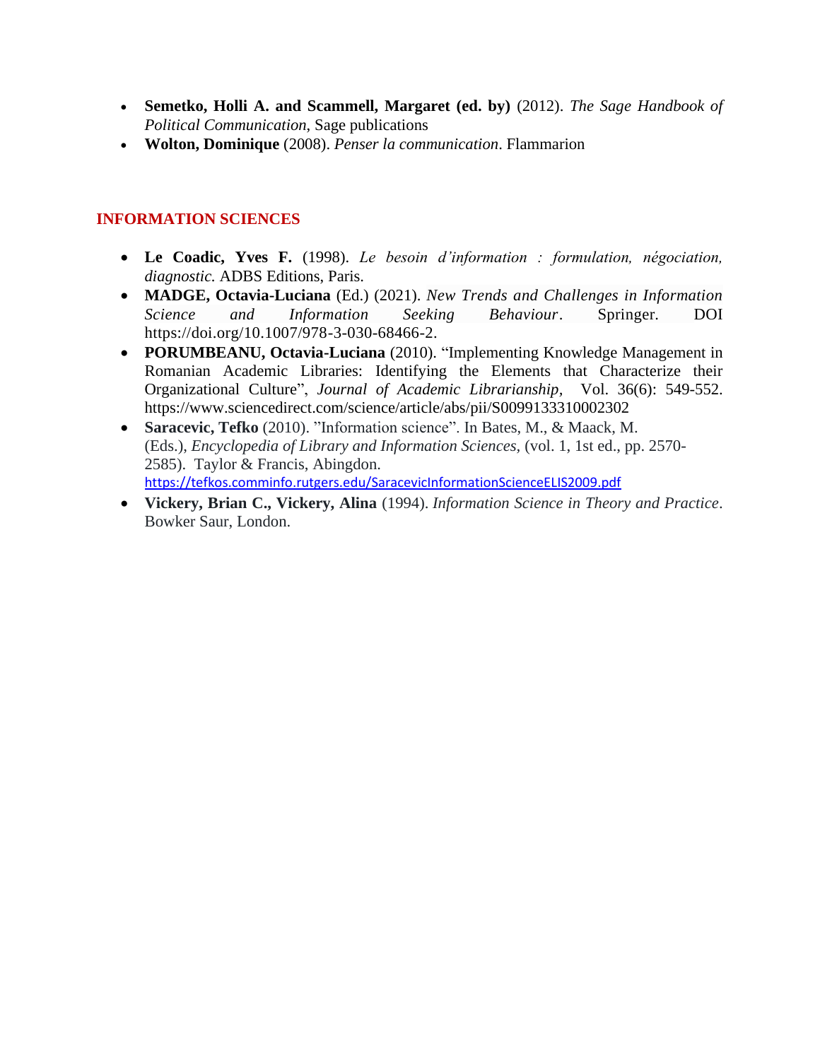- **Semetko, Holli A. and Scammell, Margaret (ed. by)** (2012). *The Sage Handbook of Political Communication*, Sage publications
- **Wolton, Dominique** (2008). *Penser la communication*. Flammarion

## INFORMATION SCIENCES

- **Le Coadic, Yves F.** (1998). *Le besoin d'information : formulation, négociation, diagnostic.* ADBS Editions, Paris.
- **MADGE, Octavia-Luciana** (Ed.) (2021). *New Trends and Challenges in Information Science and Information Seeking Behaviour*. Springer. DOI https://doi.org/10.1007/978-3-030-68466-2.
- **PORUMBEANU, Octavia-Luciana** (2010). "Implementing Knowledge Management in Romanian Academic Libraries: Identifying the Elements that Characterize their Organizational Culture", *Journal of Academic Librarianship,* Vol. 36(6): 549-552. https://www.sciencedirect.com/science/article/abs/pii/S0099133310002302
- **Saracevic, Tefko** (2010). "Information science". In Bates, M., & Maack, M. (Eds.), *Encyclopedia of Library and Information Sciences,* (vol. 1, 1st ed., pp. 2570-2585). Taylor & Francis, Abingdon. https://tefkos.comminfo.rutgers.edu/SaracevicInformationScienceELIS2009.pdf
- **Vickery, Brian C., Vickery, Alina** (1994). *Information Science in Theory and Practice*. Bowker Saur, London.